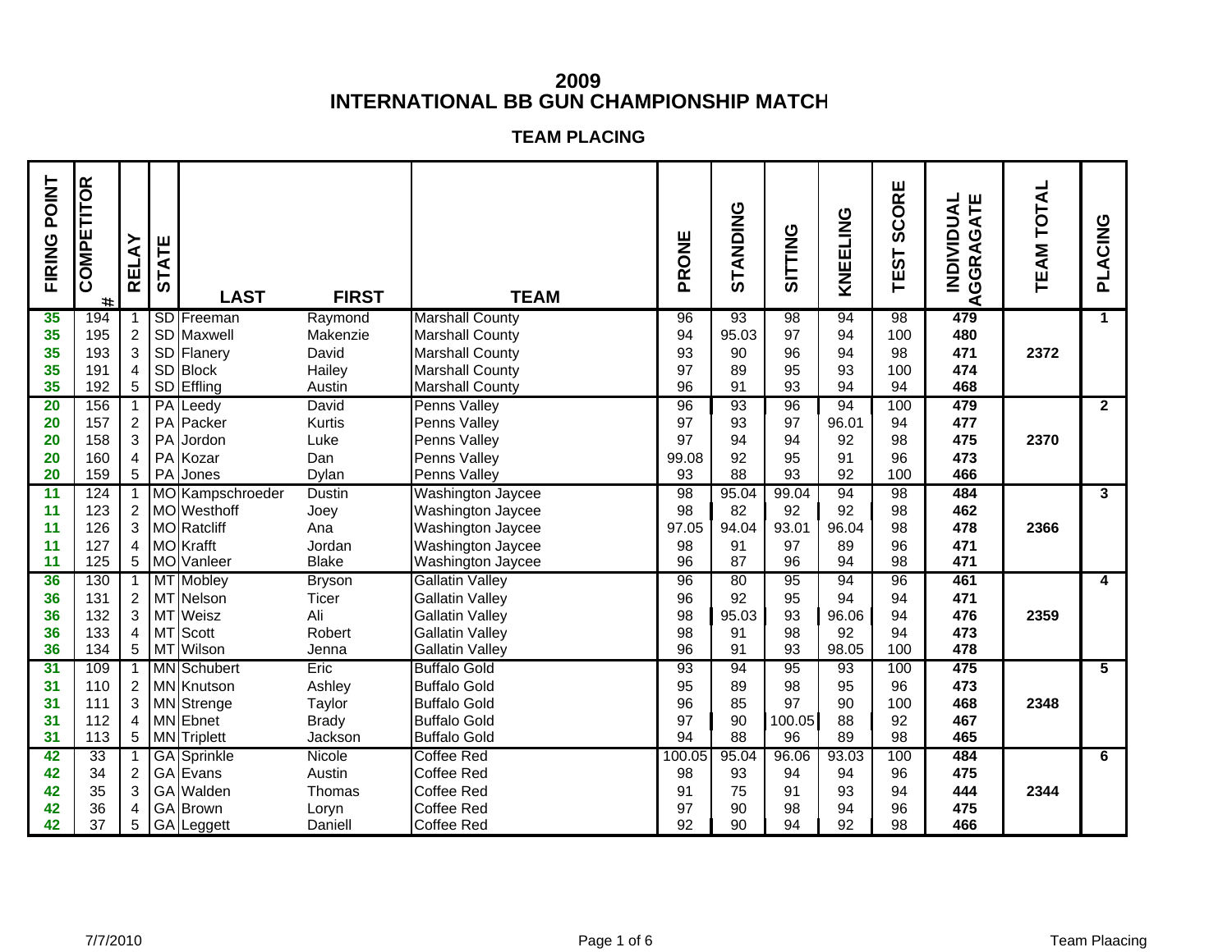# 2009
# INTERNATIONAL BB GUN CHAMPIONSHIP MATCH

## TEAM PLACING

| FIRING POINT | COMPETITOR # | RELAY | STATE | LAST | FIRST | TEAM | PRONE | STANDING | SITTING | KNEELING | TEST SCORE | INDIVIDUAL AGGRAGATE | TEAM TOTAL | PLACING |
|---|---|---|---|---|---|---|---|---|---|---|---|---|---|---|
| 35 | 194 | 1 | SD | Freeman | Raymond | Marshall County | 96 | 93 | 98 | 94 | 98 | 479 | | 1 |
| 35 | 195 | 2 | SD | Maxwell | Makenzie | Marshall County | 94 | 95.03 | 97 | 94 | 100 | 480 | | |
| 35 | 193 | 3 | SD | Flanery | David | Marshall County | 93 | 90 | 96 | 94 | 98 | 471 | 2372 | |
| 35 | 191 | 4 | SD | Block | Hailey | Marshall County | 97 | 89 | 95 | 93 | 100 | 474 | | |
| 35 | 192 | 5 | SD | Effling | Austin | Marshall County | 96 | 91 | 93 | 94 | 94 | 468 | | |
| 20 | 156 | 1 | PA | Leedy | David | Penns Valley | 96 | 93 | 96 | 94 | 100 | 479 | | 2 |
| 20 | 157 | 2 | PA | Packer | Kurtis | Penns Valley | 97 | 93 | 97 | 96.01 | 94 | 477 | | |
| 20 | 158 | 3 | PA | Jordon | Luke | Penns Valley | 97 | 94 | 94 | 92 | 98 | 475 | 2370 | |
| 20 | 160 | 4 | PA | Kozar | Dan | Penns Valley | 99.08 | 92 | 95 | 91 | 96 | 473 | | |
| 20 | 159 | 5 | PA | Jones | Dylan | Penns Valley | 93 | 88 | 93 | 92 | 100 | 466 | | |
| 11 | 124 | 1 | MO | Kampschroeder | Dustin | Washington Jaycee | 98 | 95.04 | 99.04 | 94 | 98 | 484 | | 3 |
| 11 | 123 | 2 | MO | Westhoff | Joey | Washington Jaycee | 98 | 82 | 92 | 92 | 98 | 462 | | |
| 11 | 126 | 3 | MO | Ratcliff | Ana | Washington Jaycee | 97.05 | 94.04 | 93.01 | 96.04 | 98 | 478 | 2366 | |
| 11 | 127 | 4 | MO | Krafft | Jordan | Washington Jaycee | 98 | 91 | 97 | 89 | 96 | 471 | | |
| 11 | 125 | 5 | MO | Vanleer | Blake | Washington Jaycee | 96 | 87 | 96 | 94 | 98 | 471 | | |
| 36 | 130 | 1 | MT | Mobley | Bryson | Gallatin Valley | 96 | 80 | 95 | 94 | 96 | 461 | | 4 |
| 36 | 131 | 2 | MT | Nelson | Ticer | Gallatin Valley | 96 | 92 | 95 | 94 | 94 | 471 | | |
| 36 | 132 | 3 | MT | Weisz | Ali | Gallatin Valley | 98 | 95.03 | 93 | 96.06 | 94 | 476 | 2359 | |
| 36 | 133 | 4 | MT | Scott | Robert | Gallatin Valley | 98 | 91 | 98 | 92 | 94 | 473 | | |
| 36 | 134 | 5 | MT | Wilson | Jenna | Gallatin Valley | 96 | 91 | 93 | 98.05 | 100 | 478 | | |
| 31 | 109 | 1 | MN | Schubert | Eric | Buffalo Gold | 93 | 94 | 95 | 93 | 100 | 475 | | 5 |
| 31 | 110 | 2 | MN | Knutson | Ashley | Buffalo Gold | 95 | 89 | 98 | 95 | 96 | 473 | | |
| 31 | 111 | 3 | MN | Strenge | Taylor | Buffalo Gold | 96 | 85 | 97 | 90 | 100 | 468 | 2348 | |
| 31 | 112 | 4 | MN | Ebnet | Brady | Buffalo Gold | 97 | 90 | 100.05 | 88 | 92 | 467 | | |
| 31 | 113 | 5 | MN | Triplett | Jackson | Buffalo Gold | 94 | 88 | 96 | 89 | 98 | 465 | | |
| 42 | 33 | 1 | GA | Sprinkle | Nicole | Coffee Red | 100.05 | 95.04 | 96.06 | 93.03 | 100 | 484 | | 6 |
| 42 | 34 | 2 | GA | Evans | Austin | Coffee Red | 98 | 93 | 94 | 94 | 96 | 475 | | |
| 42 | 35 | 3 | GA | Walden | Thomas | Coffee Red | 91 | 75 | 91 | 93 | 94 | 444 | 2344 | |
| 42 | 36 | 4 | GA | Brown | Loryn | Coffee Red | 97 | 90 | 98 | 94 | 96 | 475 | | |
| 42 | 37 | 5 | GA | Leggett | Daniell | Coffee Red | 92 | 90 | 94 | 92 | 98 | 466 | | |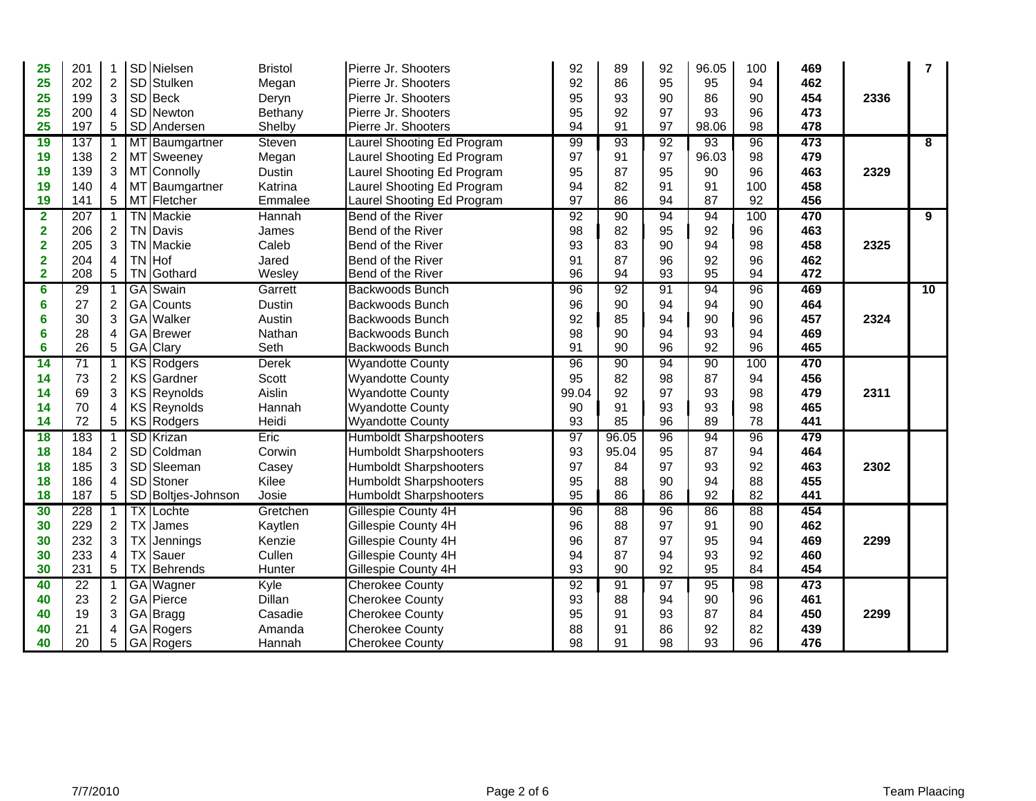| | | | | | | | | | | | | | | |
|---|---|---|---|---|---|---|---|---|---|---|---|---|---|---|
| 25 | 201 | 1 | SD | Nielsen | Bristol | Pierre Jr. Shooters | 92 | 89 | 92 | 96.05 | 100 | 469 | | 7 |
| 25 | 202 | 2 | SD | Stulken | Megan | Pierre Jr. Shooters | 92 | 86 | 95 | 95 | 94 | 462 | | |
| 25 | 199 | 3 | SD | Beck | Deryn | Pierre Jr. Shooters | 95 | 93 | 90 | 86 | 90 | 454 | 2336 | |
| 25 | 200 | 4 | SD | Newton | Bethany | Pierre Jr. Shooters | 95 | 92 | 97 | 93 | 96 | 473 | | |
| 25 | 197 | 5 | SD | Andersen | Shelby | Pierre Jr. Shooters | 94 | 91 | 97 | 98.06 | 98 | 478 | | |
| 19 | 137 | 1 | MT | Baumgartner | Steven | Laurel Shooting Ed Program | 99 | 93 | 92 | 93 | 96 | 473 | | 8 |
| 19 | 138 | 2 | MT | Sweeney | Megan | Laurel Shooting Ed Program | 97 | 91 | 97 | 96.03 | 98 | 479 | | |
| 19 | 139 | 3 | MT | Connolly | Dustin | Laurel Shooting Ed Program | 95 | 87 | 95 | 90 | 96 | 463 | 2329 | |
| 19 | 140 | 4 | MT | Baumgartner | Katrina | Laurel Shooting Ed Program | 94 | 82 | 91 | 91 | 100 | 458 | | |
| 19 | 141 | 5 | MT | Fletcher | Emmalee | Laurel Shooting Ed Program | 97 | 86 | 94 | 87 | 92 | 456 | | |
| 2 | 207 | 1 | TN | Mackie | Hannah | Bend of the River | 92 | 90 | 94 | 94 | 100 | 470 | | 9 |
| 2 | 206 | 2 | TN | Davis | James | Bend of the River | 98 | 82 | 95 | 92 | 96 | 463 | | |
| 2 | 205 | 3 | TN | Mackie | Caleb | Bend of the River | 93 | 83 | 90 | 94 | 98 | 458 | 2325 | |
| 2 | 204 | 4 | TN | Hof | Jared | Bend of the River | 91 | 87 | 96 | 92 | 96 | 462 | | |
| 2 | 208 | 5 | TN | Gothard | Wesley | Bend of the River | 96 | 94 | 93 | 95 | 94 | 472 | | |
| 6 | 29 | 1 | GA | Swain | Garrett | Backwoods Bunch | 96 | 92 | 91 | 94 | 96 | 469 | | 10 |
| 6 | 27 | 2 | GA | Counts | Dustin | Backwoods Bunch | 96 | 90 | 94 | 94 | 90 | 464 | | |
| 6 | 30 | 3 | GA | Walker | Austin | Backwoods Bunch | 92 | 85 | 94 | 90 | 96 | 457 | 2324 | |
| 6 | 28 | 4 | GA | Brewer | Nathan | Backwoods Bunch | 98 | 90 | 94 | 93 | 94 | 469 | | |
| 6 | 26 | 5 | GA | Clary | Seth | Backwoods Bunch | 91 | 90 | 96 | 92 | 96 | 465 | | |
| 14 | 71 | 1 | KS | Rodgers | Derek | Wyandotte County | 96 | 90 | 94 | 90 | 100 | 470 | | |
| 14 | 73 | 2 | KS | Gardner | Scott | Wyandotte County | 95 | 82 | 98 | 87 | 94 | 456 | | |
| 14 | 69 | 3 | KS | Reynolds | Aislin | Wyandotte County | 99.04 | 92 | 97 | 93 | 98 | 479 | 2311 | |
| 14 | 70 | 4 | KS | Reynolds | Hannah | Wyandotte County | 90 | 91 | 93 | 93 | 98 | 465 | | |
| 14 | 72 | 5 | KS | Rodgers | Heidi | Wyandotte County | 93 | 85 | 96 | 89 | 78 | 441 | | |
| 18 | 183 | 1 | SD | Krizan | Eric | Humboldt Sharpshooters | 97 | 96.05 | 96 | 94 | 96 | 479 | | |
| 18 | 184 | 2 | SD | Coldman | Corwin | Humboldt Sharpshooters | 93 | 95.04 | 95 | 87 | 94 | 464 | | |
| 18 | 185 | 3 | SD | Sleeman | Casey | Humboldt Sharpshooters | 97 | 84 | 97 | 93 | 92 | 463 | 2302 | |
| 18 | 186 | 4 | SD | Stoner | Kilee | Humboldt Sharpshooters | 95 | 88 | 90 | 94 | 88 | 455 | | |
| 18 | 187 | 5 | SD | Boltjes-Johnson | Josie | Humboldt Sharpshooters | 95 | 86 | 86 | 92 | 82 | 441 | | |
| 30 | 228 | 1 | TX | Lochte | Gretchen | Gillespie County 4H | 96 | 88 | 96 | 86 | 88 | 454 | | |
| 30 | 229 | 2 | TX | James | Kaytlen | Gillespie County 4H | 96 | 88 | 97 | 91 | 90 | 462 | | |
| 30 | 232 | 3 | TX | Jennings | Kenzie | Gillespie County 4H | 96 | 87 | 97 | 95 | 94 | 469 | 2299 | |
| 30 | 233 | 4 | TX | Sauer | Cullen | Gillespie County 4H | 94 | 87 | 94 | 93 | 92 | 460 | | |
| 30 | 231 | 5 | TX | Behrends | Hunter | Gillespie County 4H | 93 | 90 | 92 | 95 | 84 | 454 | | |
| 40 | 22 | 1 | GA | Wagner | Kyle | Cherokee County | 92 | 91 | 97 | 95 | 98 | 473 | | |
| 40 | 23 | 2 | GA | Pierce | Dillan | Cherokee County | 93 | 88 | 94 | 90 | 96 | 461 | | |
| 40 | 19 | 3 | GA | Bragg | Casadie | Cherokee County | 95 | 91 | 93 | 87 | 84 | 450 | 2299 | |
| 40 | 21 | 4 | GA | Rogers | Amanda | Cherokee County | 88 | 91 | 86 | 92 | 82 | 439 | | |
| 40 | 20 | 5 | GA | Rogers | Hannah | Cherokee County | 98 | 91 | 98 | 93 | 96 | 476 | | |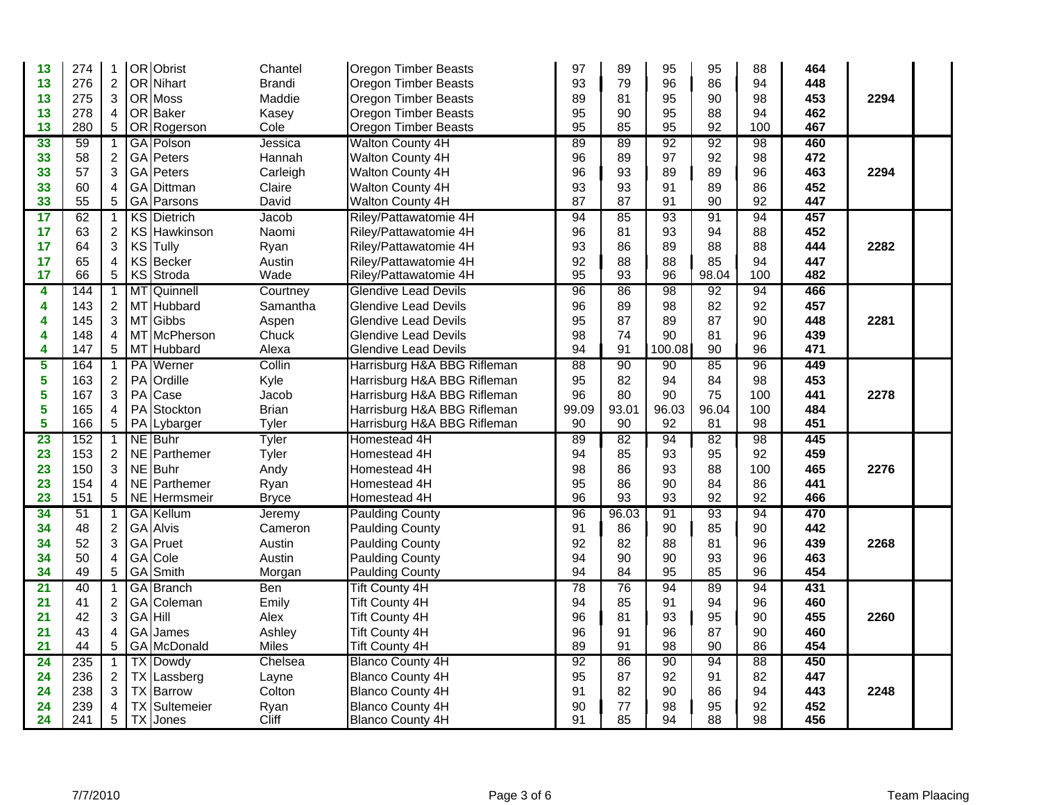| | | | | | | | | | | | | | | |
|---|---|---|---|---|---|---|---|---|---|---|---|---|---|---|
| 13 | 274 | 1 | OR | Obrist | Chantel | Oregon Timber Beasts | 97 | 89 | 95 | 95 | 88 | 464 | | |
| 13 | 276 | 2 | OR | Nihart | Brandi | Oregon Timber Beasts | 93 | 79 | 96 | 86 | 94 | 448 | | |
| 13 | 275 | 3 | OR | Moss | Maddie | Oregon Timber Beasts | 89 | 81 | 95 | 90 | 98 | 453 | 2294 | |
| 13 | 278 | 4 | OR | Baker | Kasey | Oregon Timber Beasts | 95 | 90 | 95 | 88 | 94 | 462 | | |
| 13 | 280 | 5 | OR | Rogerson | Cole | Oregon Timber Beasts | 95 | 85 | 95 | 92 | 100 | 467 | | |
| 33 | 59 | 1 | GA | Polson | Jessica | Walton County 4H | 89 | 89 | 92 | 92 | 98 | 460 | | |
| 33 | 58 | 2 | GA | Peters | Hannah | Walton County 4H | 96 | 89 | 97 | 92 | 98 | 472 | | |
| 33 | 57 | 3 | GA | Peters | Carleigh | Walton County 4H | 96 | 93 | 89 | 89 | 96 | 463 | 2294 | |
| 33 | 60 | 4 | GA | Dittman | Claire | Walton County 4H | 93 | 93 | 91 | 89 | 86 | 452 | | |
| 33 | 55 | 5 | GA | Parsons | David | Walton County 4H | 87 | 87 | 91 | 90 | 92 | 447 | | |
| 17 | 62 | 1 | KS | Dietrich | Jacob | Riley/Pattawatomie 4H | 94 | 85 | 93 | 91 | 94 | 457 | | |
| 17 | 63 | 2 | KS | Hawkinson | Naomi | Riley/Pattawatomie 4H | 96 | 81 | 93 | 94 | 88 | 452 | | |
| 17 | 64 | 3 | KS | Tully | Ryan | Riley/Pattawatomie 4H | 93 | 86 | 89 | 88 | 88 | 444 | 2282 | |
| 17 | 65 | 4 | KS | Becker | Austin | Riley/Pattawatomie 4H | 92 | 88 | 88 | 85 | 94 | 447 | | |
| 17 | 66 | 5 | KS | Stroda | Wade | Riley/Pattawatomie 4H | 95 | 93 | 96 | 98.04 | 100 | 482 | | |
| 4 | 144 | 1 | MT | Quinnell | Courtney | Glendive Lead Devils | 96 | 86 | 98 | 92 | 94 | 466 | | |
| 4 | 143 | 2 | MT | Hubbard | Samantha | Glendive Lead Devils | 96 | 89 | 98 | 82 | 92 | 457 | | |
| 4 | 145 | 3 | MT | Gibbs | Aspen | Glendive Lead Devils | 95 | 87 | 89 | 87 | 90 | 448 | 2281 | |
| 4 | 148 | 4 | MT | McPherson | Chuck | Glendive Lead Devils | 98 | 74 | 90 | 81 | 96 | 439 | | |
| 4 | 147 | 5 | MT | Hubbard | Alexa | Glendive Lead Devils | 94 | 91 | 100.08 | 90 | 96 | 471 | | |
| 5 | 164 | 1 | PA | Werner | Collin | Harrisburg H&A BBG Rifleman | 88 | 90 | 90 | 85 | 96 | 449 | | |
| 5 | 163 | 2 | PA | Ordille | Kyle | Harrisburg H&A BBG Rifleman | 95 | 82 | 94 | 84 | 98 | 453 | | |
| 5 | 167 | 3 | PA | Case | Jacob | Harrisburg H&A BBG Rifleman | 96 | 80 | 90 | 75 | 100 | 441 | 2278 | |
| 5 | 165 | 4 | PA | Stockton | Brian | Harrisburg H&A BBG Rifleman | 99.09 | 93.01 | 96.03 | 96.04 | 100 | 484 | | |
| 5 | 166 | 5 | PA | Lybarger | Tyler | Harrisburg H&A BBG Rifleman | 90 | 90 | 92 | 81 | 98 | 451 | | |
| 23 | 152 | 1 | NE | Buhr | Tyler | Homestead 4H | 89 | 82 | 94 | 82 | 98 | 445 | | |
| 23 | 153 | 2 | NE | Parthemer | Tyler | Homestead 4H | 94 | 85 | 93 | 95 | 92 | 459 | | |
| 23 | 150 | 3 | NE | Buhr | Andy | Homestead 4H | 98 | 86 | 93 | 88 | 100 | 465 | 2276 | |
| 23 | 154 | 4 | NE | Parthemer | Ryan | Homestead 4H | 95 | 86 | 90 | 84 | 86 | 441 | | |
| 23 | 151 | 5 | NE | Hermsmeir | Bryce | Homestead 4H | 96 | 93 | 93 | 92 | 92 | 466 | | |
| 34 | 51 | 1 | GA | Kellum | Jeremy | Paulding County | 96 | 96.03 | 91 | 93 | 94 | 470 | | |
| 34 | 48 | 2 | GA | Alvis | Cameron | Paulding County | 91 | 86 | 90 | 85 | 90 | 442 | | |
| 34 | 52 | 3 | GA | Pruet | Austin | Paulding County | 92 | 82 | 88 | 81 | 96 | 439 | 2268 | |
| 34 | 50 | 4 | GA | Cole | Austin | Paulding County | 94 | 90 | 90 | 93 | 96 | 463 | | |
| 34 | 49 | 5 | GA | Smith | Morgan | Paulding County | 94 | 84 | 95 | 85 | 96 | 454 | | |
| 21 | 40 | 1 | GA | Branch | Ben | Tift County 4H | 78 | 76 | 94 | 89 | 94 | 431 | | |
| 21 | 41 | 2 | GA | Coleman | Emily | Tift County 4H | 94 | 85 | 91 | 94 | 96 | 460 | | |
| 21 | 42 | 3 | GA | Hill | Alex | Tift County 4H | 96 | 81 | 93 | 95 | 90 | 455 | 2260 | |
| 21 | 43 | 4 | GA | James | Ashley | Tift County 4H | 96 | 91 | 96 | 87 | 90 | 460 | | |
| 21 | 44 | 5 | GA | McDonald | Miles | Tift County 4H | 89 | 91 | 98 | 90 | 86 | 454 | | |
| 24 | 235 | 1 | TX | Dowdy | Chelsea | Blanco County 4H | 92 | 86 | 90 | 94 | 88 | 450 | | |
| 24 | 236 | 2 | TX | Lassberg | Layne | Blanco County 4H | 95 | 87 | 92 | 91 | 82 | 447 | | |
| 24 | 238 | 3 | TX | Barrow | Colton | Blanco County 4H | 91 | 82 | 90 | 86 | 94 | 443 | 2248 | |
| 24 | 239 | 4 | TX | Sultemeier | Ryan | Blanco County 4H | 90 | 77 | 98 | 95 | 92 | 452 | | |
| 24 | 241 | 5 | TX | Jones | Cliff | Blanco County 4H | 91 | 85 | 94 | 88 | 98 | 456 | | |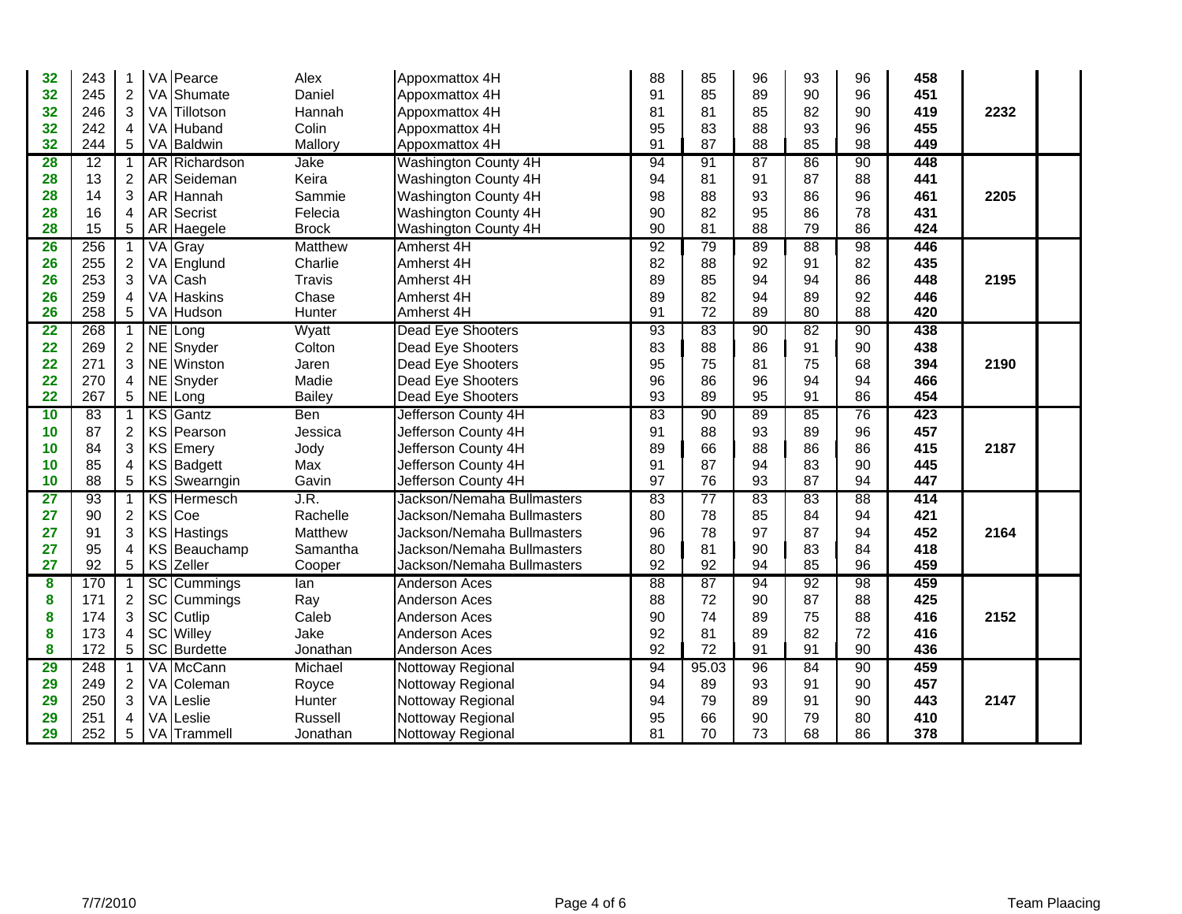| | | | | | | | | | | | | | | |
|---|---|---|---|---|---|---|---|---|---|---|---|---|---|---|
| 32 | 243 | 1 | VA | Pearce | Alex | Appoxmattox 4H | 88 | 85 | 96 | 93 | 96 | 458 | | |
| 32 | 245 | 2 | VA | Shumate | Daniel | Appoxmattox 4H | 91 | 85 | 89 | 90 | 96 | 451 | | |
| 32 | 246 | 3 | VA | Tillotson | Hannah | Appoxmattox 4H | 81 | 81 | 85 | 82 | 90 | 419 | 2232 | |
| 32 | 242 | 4 | VA | Huband | Colin | Appoxmattox 4H | 95 | 83 | 88 | 93 | 96 | 455 | | |
| 32 | 244 | 5 | VA | Baldwin | Mallory | Appoxmattox 4H | 91 | 87 | 88 | 85 | 98 | 449 | | |
| 28 | 12 | 1 | AR | Richardson | Jake | Washington County 4H | 94 | 91 | 87 | 86 | 90 | 448 | | |
| 28 | 13 | 2 | AR | Seideman | Keira | Washington County 4H | 94 | 81 | 91 | 87 | 88 | 441 | | |
| 28 | 14 | 3 | AR | Hannah | Sammie | Washington County 4H | 98 | 88 | 93 | 86 | 96 | 461 | 2205 | |
| 28 | 16 | 4 | AR | Secrist | Felecia | Washington County 4H | 90 | 82 | 95 | 86 | 78 | 431 | | |
| 28 | 15 | 5 | AR | Haegele | Brock | Washington County 4H | 90 | 81 | 88 | 79 | 86 | 424 | | |
| 26 | 256 | 1 | VA | Gray | Matthew | Amherst 4H | 92 | 79 | 89 | 88 | 98 | 446 | | |
| 26 | 255 | 2 | VA | Englund | Charlie | Amherst 4H | 82 | 88 | 92 | 91 | 82 | 435 | | |
| 26 | 253 | 3 | VA | Cash | Travis | Amherst 4H | 89 | 85 | 94 | 94 | 86 | 448 | 2195 | |
| 26 | 259 | 4 | VA | Haskins | Chase | Amherst 4H | 89 | 82 | 94 | 89 | 92 | 446 | | |
| 26 | 258 | 5 | VA | Hudson | Hunter | Amherst 4H | 91 | 72 | 89 | 80 | 88 | 420 | | |
| 22 | 268 | 1 | NE | Long | Wyatt | Dead Eye Shooters | 93 | 83 | 90 | 82 | 90 | 438 | | |
| 22 | 269 | 2 | NE | Snyder | Colton | Dead Eye Shooters | 83 | 88 | 86 | 91 | 90 | 438 | | |
| 22 | 271 | 3 | NE | Winston | Jaren | Dead Eye Shooters | 95 | 75 | 81 | 75 | 68 | 394 | 2190 | |
| 22 | 270 | 4 | NE | Snyder | Madie | Dead Eye Shooters | 96 | 86 | 96 | 94 | 94 | 466 | | |
| 22 | 267 | 5 | NE | Long | Bailey | Dead Eye Shooters | 93 | 89 | 95 | 91 | 86 | 454 | | |
| 10 | 83 | 1 | KS | Gantz | Ben | Jefferson County 4H | 83 | 90 | 89 | 85 | 76 | 423 | | |
| 10 | 87 | 2 | KS | Pearson | Jessica | Jefferson County 4H | 91 | 88 | 93 | 89 | 96 | 457 | | |
| 10 | 84 | 3 | KS | Emery | Jody | Jefferson County 4H | 89 | 66 | 88 | 86 | 86 | 415 | 2187 | |
| 10 | 85 | 4 | KS | Badgett | Max | Jefferson County 4H | 91 | 87 | 94 | 83 | 90 | 445 | | |
| 10 | 88 | 5 | KS | Swearngin | Gavin | Jefferson County 4H | 97 | 76 | 93 | 87 | 94 | 447 | | |
| 27 | 93 | 1 | KS | Hermesch | J.R. | Jackson/Nemaha Bullmasters | 83 | 77 | 83 | 83 | 88 | 414 | | |
| 27 | 90 | 2 | KS | Coe | Rachelle | Jackson/Nemaha Bullmasters | 80 | 78 | 85 | 84 | 94 | 421 | | |
| 27 | 91 | 3 | KS | Hastings | Matthew | Jackson/Nemaha Bullmasters | 96 | 78 | 97 | 87 | 94 | 452 | 2164 | |
| 27 | 95 | 4 | KS | Beauchamp | Samantha | Jackson/Nemaha Bullmasters | 80 | 81 | 90 | 83 | 84 | 418 | | |
| 27 | 92 | 5 | KS | Zeller | Cooper | Jackson/Nemaha Bullmasters | 92 | 92 | 94 | 85 | 96 | 459 | | |
| 8 | 170 | 1 | SC | Cummings | Ian | Anderson Aces | 88 | 87 | 94 | 92 | 98 | 459 | | |
| 8 | 171 | 2 | SC | Cummings | Ray | Anderson Aces | 88 | 72 | 90 | 87 | 88 | 425 | | |
| 8 | 174 | 3 | SC | Cutlip | Caleb | Anderson Aces | 90 | 74 | 89 | 75 | 88 | 416 | 2152 | |
| 8 | 173 | 4 | SC | Willey | Jake | Anderson Aces | 92 | 81 | 89 | 82 | 72 | 416 | | |
| 8 | 172 | 5 | SC | Burdette | Jonathan | Anderson Aces | 92 | 72 | 91 | 91 | 90 | 436 | | |
| 29 | 248 | 1 | VA | McCann | Michael | Nottoway Regional | 94 | 95.03 | 96 | 84 | 90 | 459 | | |
| 29 | 249 | 2 | VA | Coleman | Royce | Nottoway Regional | 94 | 89 | 93 | 91 | 90 | 457 | | |
| 29 | 250 | 3 | VA | Leslie | Hunter | Nottoway Regional | 94 | 79 | 89 | 91 | 90 | 443 | 2147 | |
| 29 | 251 | 4 | VA | Leslie | Russell | Nottoway Regional | 95 | 66 | 90 | 79 | 80 | 410 | | |
| 29 | 252 | 5 | VA | Trammell | Jonathan | Nottoway Regional | 81 | 70 | 73 | 68 | 86 | 378 | | |

7/7/2010 Team Plaacing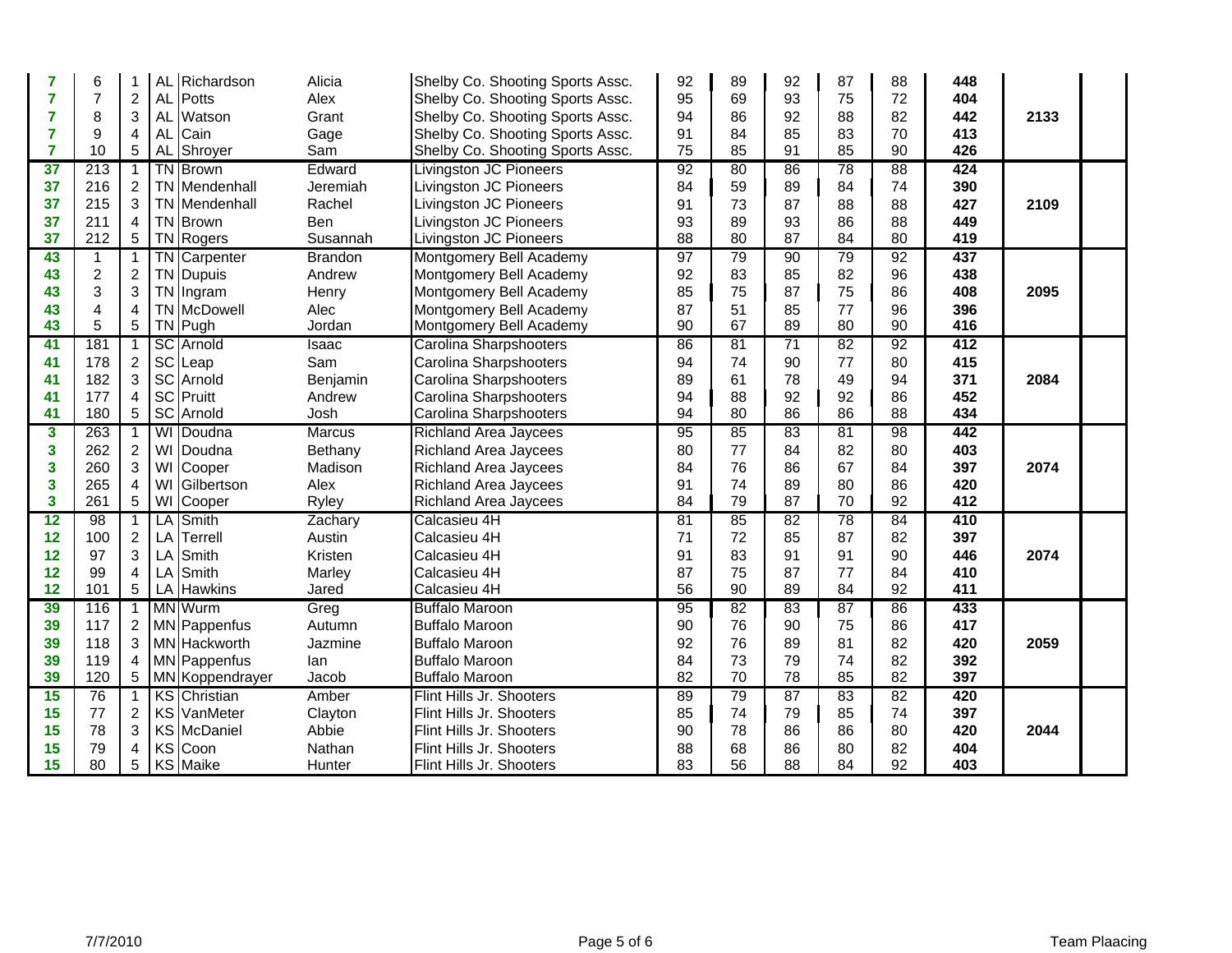| | | | | | | | | | | | | | | |
|---|---|---|---|---|---|---|---|---|---|---|---|---|---|---|
| 7 | 6 | 1 | AL | Richardson | Alicia | Shelby Co. Shooting Sports Assc. | 92 | 89 | 92 | 87 | 88 | 448 | | |
| 7 | 7 | 2 | AL | Potts | Alex | Shelby Co. Shooting Sports Assc. | 95 | 69 | 93 | 75 | 72 | 404 | | |
| 7 | 8 | 3 | AL | Watson | Grant | Shelby Co. Shooting Sports Assc. | 94 | 86 | 92 | 88 | 82 | 442 | 2133 | |
| 7 | 9 | 4 | AL | Cain | Gage | Shelby Co. Shooting Sports Assc. | 91 | 84 | 85 | 83 | 70 | 413 | | |
| 7 | 10 | 5 | AL | Shroyer | Sam | Shelby Co. Shooting Sports Assc. | 75 | 85 | 91 | 85 | 90 | 426 | | |
| 37 | 213 | 1 | TN | Brown | Edward | Livingston JC Pioneers | 92 | 80 | 86 | 78 | 88 | 424 | | |
| 37 | 216 | 2 | TN | Mendenhall | Jeremiah | Livingston JC Pioneers | 84 | 59 | 89 | 84 | 74 | 390 | | |
| 37 | 215 | 3 | TN | Mendenhall | Rachel | Livingston JC Pioneers | 91 | 73 | 87 | 88 | 88 | 427 | 2109 | |
| 37 | 211 | 4 | TN | Brown | Ben | Livingston JC Pioneers | 93 | 89 | 93 | 86 | 88 | 449 | | |
| 37 | 212 | 5 | TN | Rogers | Susannah | Livingston JC Pioneers | 88 | 80 | 87 | 84 | 80 | 419 | | |
| 43 | 1 | 1 | TN | Carpenter | Brandon | Montgomery Bell Academy | 97 | 79 | 90 | 79 | 92 | 437 | | |
| 43 | 2 | 2 | TN | Dupuis | Andrew | Montgomery Bell Academy | 92 | 83 | 85 | 82 | 96 | 438 | | |
| 43 | 3 | 3 | TN | Ingram | Henry | Montgomery Bell Academy | 85 | 75 | 87 | 75 | 86 | 408 | 2095 | |
| 43 | 4 | 4 | TN | McDowell | Alec | Montgomery Bell Academy | 87 | 51 | 85 | 77 | 96 | 396 | | |
| 43 | 5 | 5 | TN | Pugh | Jordan | Montgomery Bell Academy | 90 | 67 | 89 | 80 | 90 | 416 | | |
| 41 | 181 | 1 | SC | Arnold | Isaac | Carolina Sharpshooters | 86 | 81 | 71 | 82 | 92 | 412 | | |
| 41 | 178 | 2 | SC | Leap | Sam | Carolina Sharpshooters | 94 | 74 | 90 | 77 | 80 | 415 | | |
| 41 | 182 | 3 | SC | Arnold | Benjamin | Carolina Sharpshooters | 89 | 61 | 78 | 49 | 94 | 371 | 2084 | |
| 41 | 177 | 4 | SC | Pruitt | Andrew | Carolina Sharpshooters | 94 | 88 | 92 | 92 | 86 | 452 | | |
| 41 | 180 | 5 | SC | Arnold | Josh | Carolina Sharpshooters | 94 | 80 | 86 | 86 | 88 | 434 | | |
| 3 | 263 | 1 | WI | Doudna | Marcus | Richland Area Jaycees | 95 | 85 | 83 | 81 | 98 | 442 | | |
| 3 | 262 | 2 | WI | Doudna | Bethany | Richland Area Jaycees | 80 | 77 | 84 | 82 | 80 | 403 | | |
| 3 | 260 | 3 | WI | Cooper | Madison | Richland Area Jaycees | 84 | 76 | 86 | 67 | 84 | 397 | 2074 | |
| 3 | 265 | 4 | WI | Gilbertson | Alex | Richland Area Jaycees | 91 | 74 | 89 | 80 | 86 | 420 | | |
| 3 | 261 | 5 | WI | Cooper | Ryley | Richland Area Jaycees | 84 | 79 | 87 | 70 | 92 | 412 | | |
| 12 | 98 | 1 | LA | Smith | Zachary | Calcasieu 4H | 81 | 85 | 82 | 78 | 84 | 410 | | |
| 12 | 100 | 2 | LA | Terrell | Austin | Calcasieu 4H | 71 | 72 | 85 | 87 | 82 | 397 | | |
| 12 | 97 | 3 | LA | Smith | Kristen | Calcasieu 4H | 91 | 83 | 91 | 91 | 90 | 446 | 2074 | |
| 12 | 99 | 4 | LA | Smith | Marley | Calcasieu 4H | 87 | 75 | 87 | 77 | 84 | 410 | | |
| 12 | 101 | 5 | LA | Hawkins | Jared | Calcasieu 4H | 56 | 90 | 89 | 84 | 92 | 411 | | |
| 39 | 116 | 1 | MN | Wurm | Greg | Buffalo Maroon | 95 | 82 | 83 | 87 | 86 | 433 | | |
| 39 | 117 | 2 | MN | Pappenfus | Autumn | Buffalo Maroon | 90 | 76 | 90 | 75 | 86 | 417 | | |
| 39 | 118 | 3 | MN | Hackworth | Jazmine | Buffalo Maroon | 92 | 76 | 89 | 81 | 82 | 420 | 2059 | |
| 39 | 119 | 4 | MN | Pappenfus | Ian | Buffalo Maroon | 84 | 73 | 79 | 74 | 82 | 392 | | |
| 39 | 120 | 5 | MN | Koppendrayer | Jacob | Buffalo Maroon | 82 | 70 | 78 | 85 | 82 | 397 | | |
| 15 | 76 | 1 | KS | Christian | Amber | Flint Hills Jr. Shooters | 89 | 79 | 87 | 83 | 82 | 420 | | |
| 15 | 77 | 2 | KS | VanMeter | Clayton | Flint Hills Jr. Shooters | 85 | 74 | 79 | 85 | 74 | 397 | | |
| 15 | 78 | 3 | KS | McDaniel | Abbie | Flint Hills Jr. Shooters | 90 | 78 | 86 | 86 | 80 | 420 | 2044 | |
| 15 | 79 | 4 | KS | Coon | Nathan | Flint Hills Jr. Shooters | 88 | 68 | 86 | 80 | 82 | 404 | | |
| 15 | 80 | 5 | KS | Maike | Hunter | Flint Hills Jr. Shooters | 83 | 56 | 88 | 84 | 92 | 403 | | |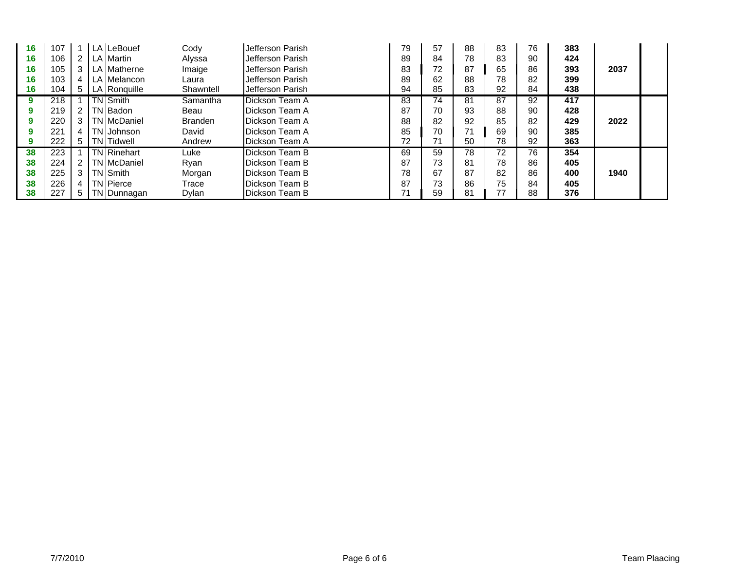| | | | | | | | | | | | | | | |
|---|---|---|---|---|---|---|---|---|---|---|---|---|---|---|
| 16 | 107 | 1 | LA | LeBouef | Cody | Jefferson Parish | 79 | 57 | 88 | 83 | 76 | 383 | | |
| 16 | 106 | 2 | LA | Martin | Alyssa | Jefferson Parish | 89 | 84 | 78 | 83 | 90 | 424 | | |
| 16 | 105 | 3 | LA | Matherne | Imaige | Jefferson Parish | 83 | 72 | 87 | 65 | 86 | 393 | 2037 | |
| 16 | 103 | 4 | LA | Melancon | Laura | Jefferson Parish | 89 | 62 | 88 | 78 | 82 | 399 | | |
| 16 | 104 | 5 | LA | Ronquille | Shawntell | Jefferson Parish | 94 | 85 | 83 | 92 | 84 | 438 | | |
| 9 | 218 | 1 | TN | Smith | Samantha | Dickson Team A | 83 | 74 | 81 | 87 | 92 | 417 | | |
| 9 | 219 | 2 | TN | Badon | Beau | Dickson Team A | 87 | 70 | 93 | 88 | 90 | 428 | | |
| 9 | 220 | 3 | TN | McDaniel | Branden | Dickson Team A | 88 | 82 | 92 | 85 | 82 | 429 | 2022 | |
| 9 | 221 | 4 | TN | Johnson | David | Dickson Team A | 85 | 70 | 71 | 69 | 90 | 385 | | |
| 9 | 222 | 5 | TN | Tidwell | Andrew | Dickson Team A | 72 | 71 | 50 | 78 | 92 | 363 | | |
| 38 | 223 | 1 | TN | Rinehart | Luke | Dickson Team B | 69 | 59 | 78 | 72 | 76 | 354 | | |
| 38 | 224 | 2 | TN | McDaniel | Ryan | Dickson Team B | 87 | 73 | 81 | 78 | 86 | 405 | | |
| 38 | 225 | 3 | TN | Smith | Morgan | Dickson Team B | 78 | 67 | 87 | 82 | 86 | 400 | 1940 | |
| 38 | 226 | 4 | TN | Pierce | Trace | Dickson Team B | 87 | 73 | 86 | 75 | 84 | 405 | | |
| 38 | 227 | 5 | TN | Dunnagan | Dylan | Dickson Team B | 71 | 59 | 81 | 77 | 88 | 376 | | |

7/7/2010

Team Plaacing